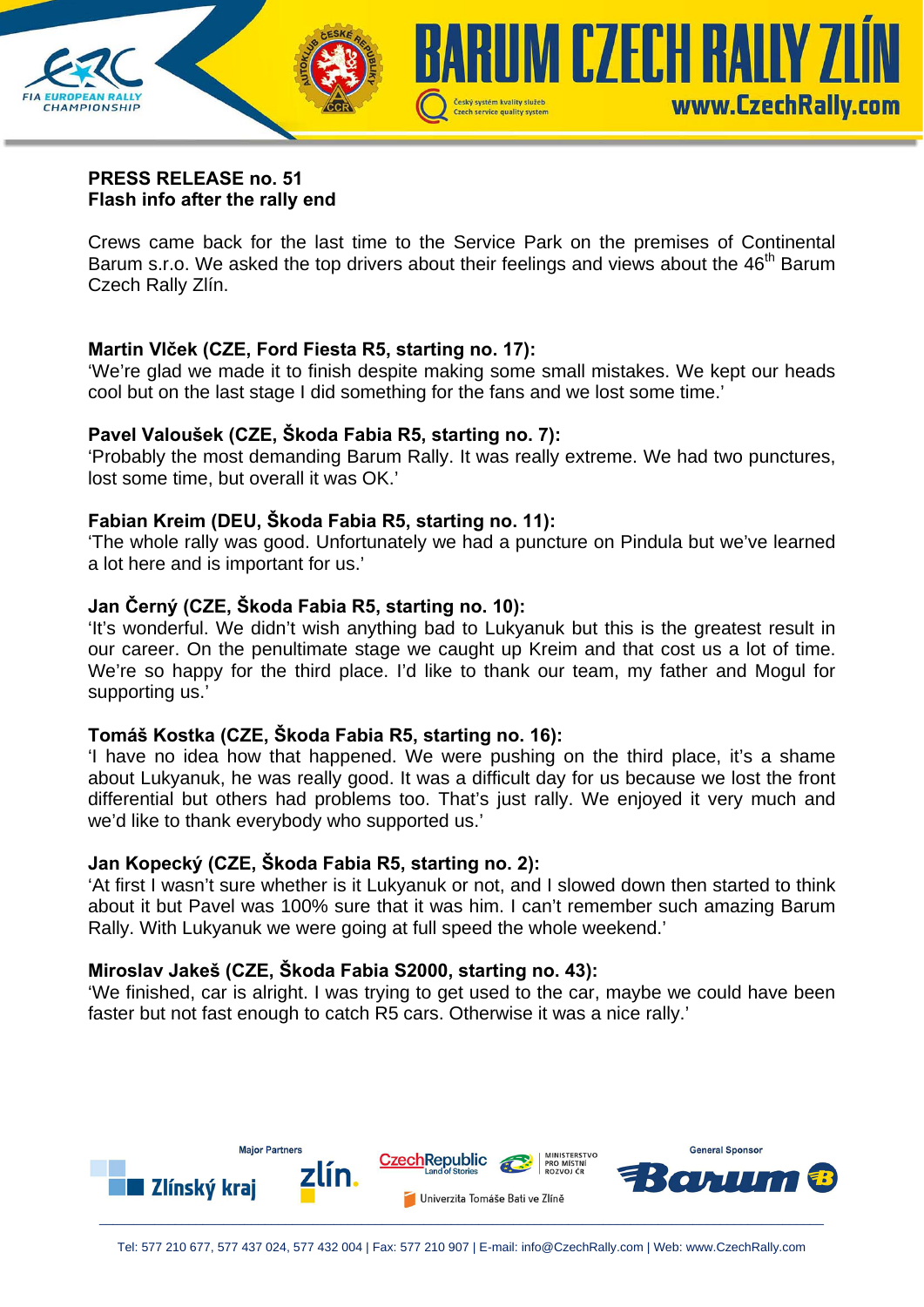**PRESS RELEASE no. 51**
**Flash info after the rally end**

Crews came back for the last time to the Service Park on the premises of Continental Barum s.r.o. We asked the top drivers about their feelings and views about the 46th Barum Czech Rally Zlín.

**Martin Vlček (CZE, Ford Fiesta R5, starting no. 17):**
'We're glad we made it to finish despite making some small mistakes. We kept our heads cool but on the last stage I did something for the fans and we lost some time.'

**Pavel Valoušek (CZE, Škoda Fabia R5, starting no. 7):**
'Probably the most demanding Barum Rally. It was really extreme. We had two punctures, lost some time, but overall it was OK.'

**Fabian Kreim (DEU, Škoda Fabia R5, starting no. 11):**
'The whole rally was good. Unfortunately we had a puncture on Pindula but we've learned a lot here and is important for us.'

**Jan Černý (CZE, Škoda Fabia R5, starting no. 10):**
'It's wonderful. We didn't wish anything bad to Lukyanuk but this is the greatest result in our career. On the penultimate stage we caught up Kreim and that cost us a lot of time. We're so happy for the third place. I'd like to thank our team, my father and Mogul for supporting us.'

**Tomáš Kostka (CZE, Škoda Fabia R5, starting no. 16):**
'I have no idea how that happened. We were pushing on the third place, it's a shame about Lukyanuk, he was really good. It was a difficult day for us because we lost the front differential but others had problems too. That's just rally. We enjoyed it very much and we'd like to thank everybody who supported us.'

**Jan Kopecký (CZE, Škoda Fabia R5, starting no. 2):**
'At first I wasn't sure whether is it Lukyanuk or not, and I slowed down then started to think about it but Pavel was 100% sure that it was him. I can't remember such amazing Barum Rally. With Lukyanuk we were going at full speed the whole weekend.'

**Miroslav Jakeš (CZE, Škoda Fabia S2000, starting no. 43):**
'We finished, car is alright. I was trying to get used to the car, maybe we could have been faster but not fast enough to catch R5 cars. Otherwise it was a nice rally.'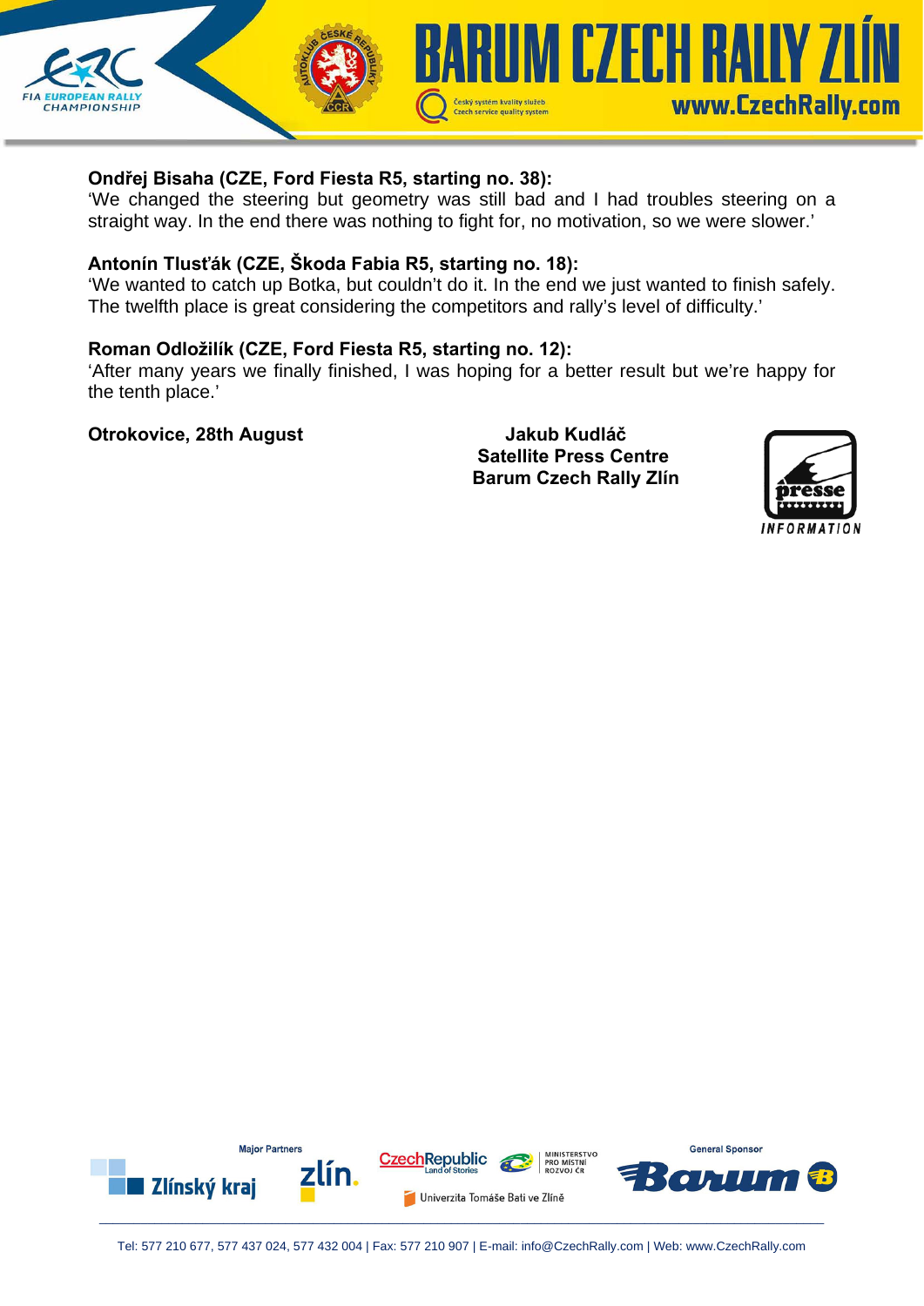**Ondřej Bisaha (CZE, Ford Fiesta R5, starting no. 38):**
'We changed the steering but geometry was still bad and I had troubles steering on a straight way. In the end there was nothing to fight for, no motivation, so we were slower.'

**Antonín Tlusťák (CZE, Škoda Fabia R5, starting no. 18):**
'We wanted to catch up Botka, but couldn't do it. In the end we just wanted to finish safely. The twelfth place is great considering the competitors and rally's level of difficulty.'

**Roman Odložilík (CZE, Ford Fiesta R5, starting no. 12):**
'After many years we finally finished, I was hoping for a better result but we're happy for the tenth place.'

**Otrokovice, 28th August**

**Jakub Kudláč**
**Satellite Press Centre**
**Barum Czech Rally Zlín**